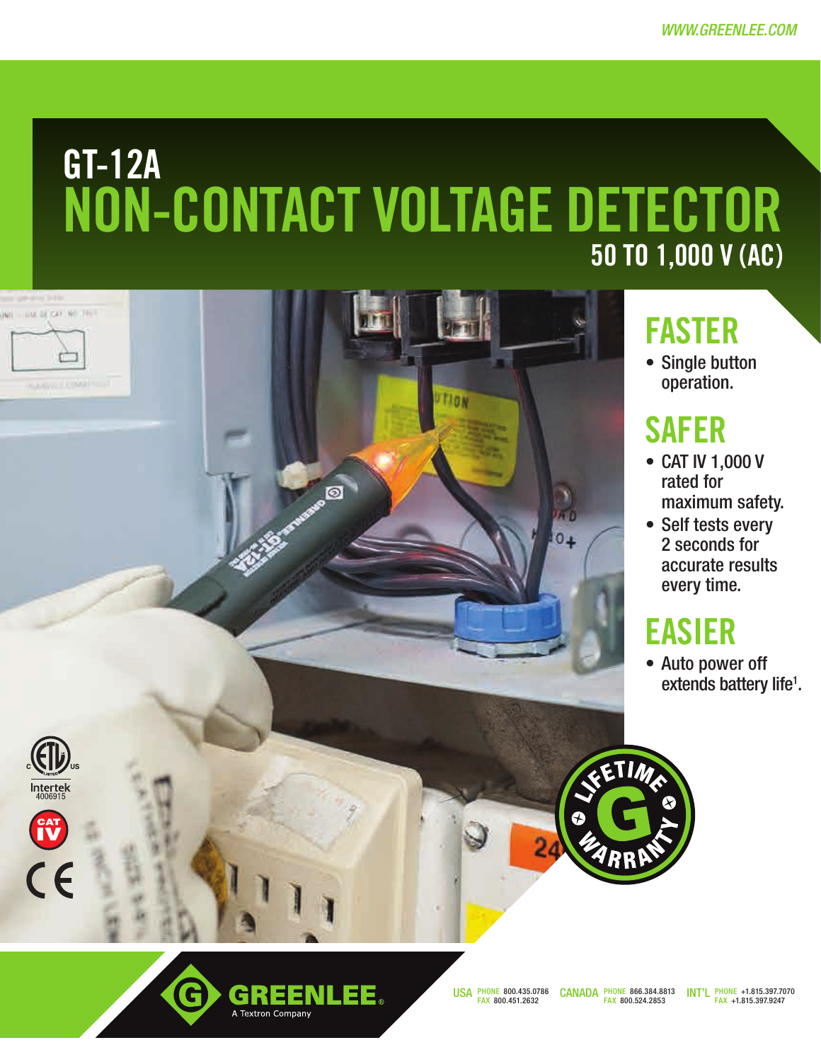WWW.GREENLEE.COM

# GT-12A
# NON-CONTACT VOLTAGE DETECTOR
## 50 TO 1,000 V (AC)

## FASTER

- Single button operation.

## SAFER

- CAT IV 1,000 V rated for maximum safety.
- Self tests every 2 seconds for accurate results every time.

## EASIER

- Auto power off extends battery life[1].

LIFETIME G WARRANTY

Intertek 4006915

CAT IV

CE

GREENLEE A Textron Company

USA PHONE 800.435.0786 FAX 800.451.2632 CANADA PHONE 866.384.8813 FAX 800.524.2853 INT'L PHONE +1.815.397.7070 FAX +1.815.397.9247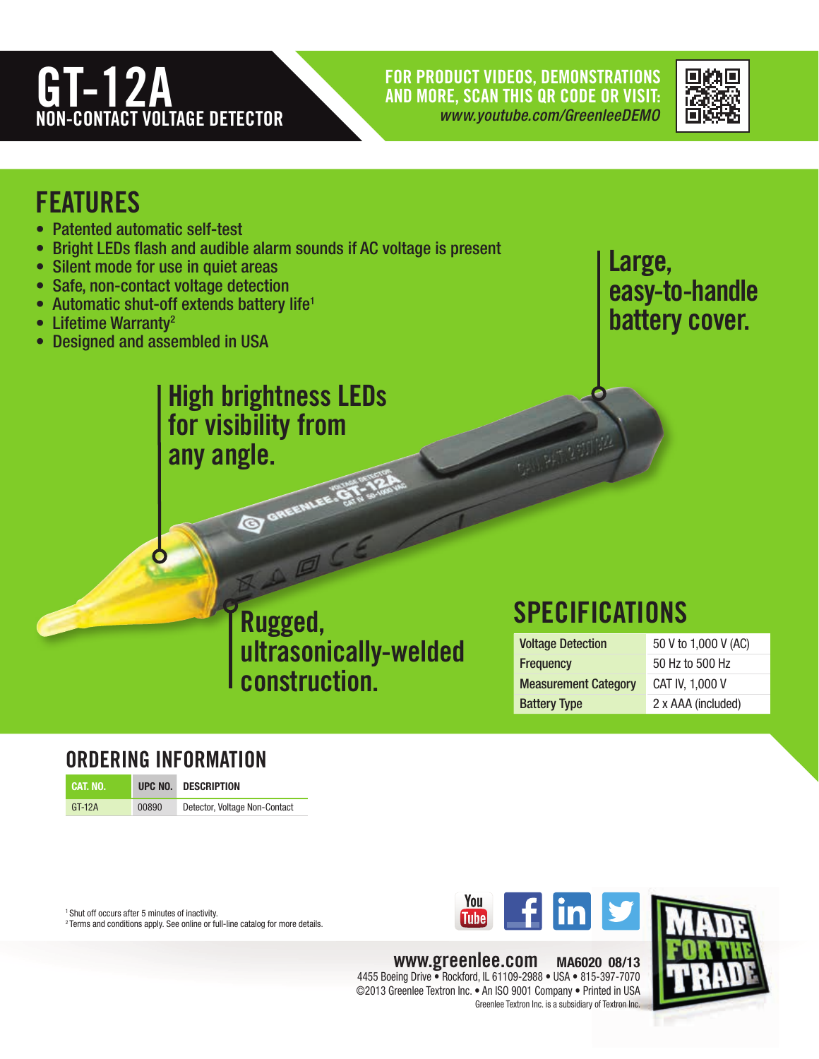# GT-12A
## NON-CONTACT VOLTAGE DETECTOR

FOR PRODUCT VIDEOS, DEMONSTRATIONS AND MORE, SCAN THIS QR CODE OR VISIT:
*www.youtube.com/GreenleeDEMO*

## FEATURES

- Patented automatic self-test
- Bright LEDs flash and audible alarm sounds if AC voltage is present
- Silent mode for use in quiet areas
- Safe, non-contact voltage detection
- Automatic shut-off extends battery life[1]
- Lifetime Warranty[2]
- Designed and assembled in USA

Large, easy-to-handle battery cover.

High brightness LEDs for visibility from any angle.

Rugged, ultrasonically-welded construction.

## SPECIFICATIONS

| | |
|---|---|
| Voltage Detection | 50 V to 1,000 V (AC) |
| Frequency | 50 Hz to 500 Hz |
| Measurement Category | CAT IV, 1,000 V |
| Battery Type | 2 x AAA (included) |

## ORDERING INFORMATION

| CAT. NO. | UPC NO. | DESCRIPTION |
|---|---|---|
| GT-12A | 00890 | Detector, Voltage Non-Contact |

[1] Shut off occurs after 5 minutes of inactivity.
[2] Terms and conditions apply. See online or full-line catalog for more details.

www.greenlee.com MA6020 08/13
4455 Boeing Drive • Rockford, IL 61109-2988 • USA • 815-397-7070
©2013 Greenlee Textron Inc. • An ISO 9001 Company • Printed in USA
Greenlee Textron Inc. is a subsidiary of Textron Inc.

MADE FOR THE TRADE